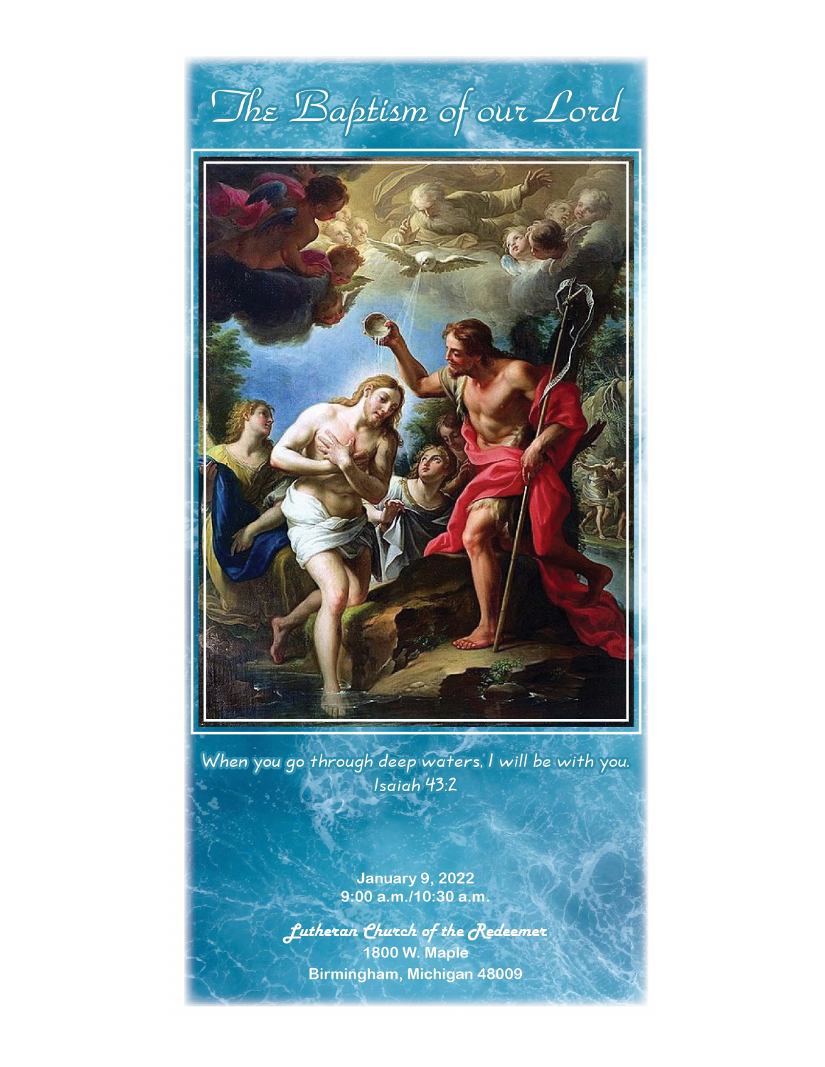# The Baptism of our Lord

*When you go through deep waters, I will be with you.*
*Isaiah 43:2*

**January 9, 2022**
**9:00 a.m./10:30 a.m.**

***Lutheran Church of the Redeemer***
**1800 W. Maple**
**Birmingham, Michigan 48009**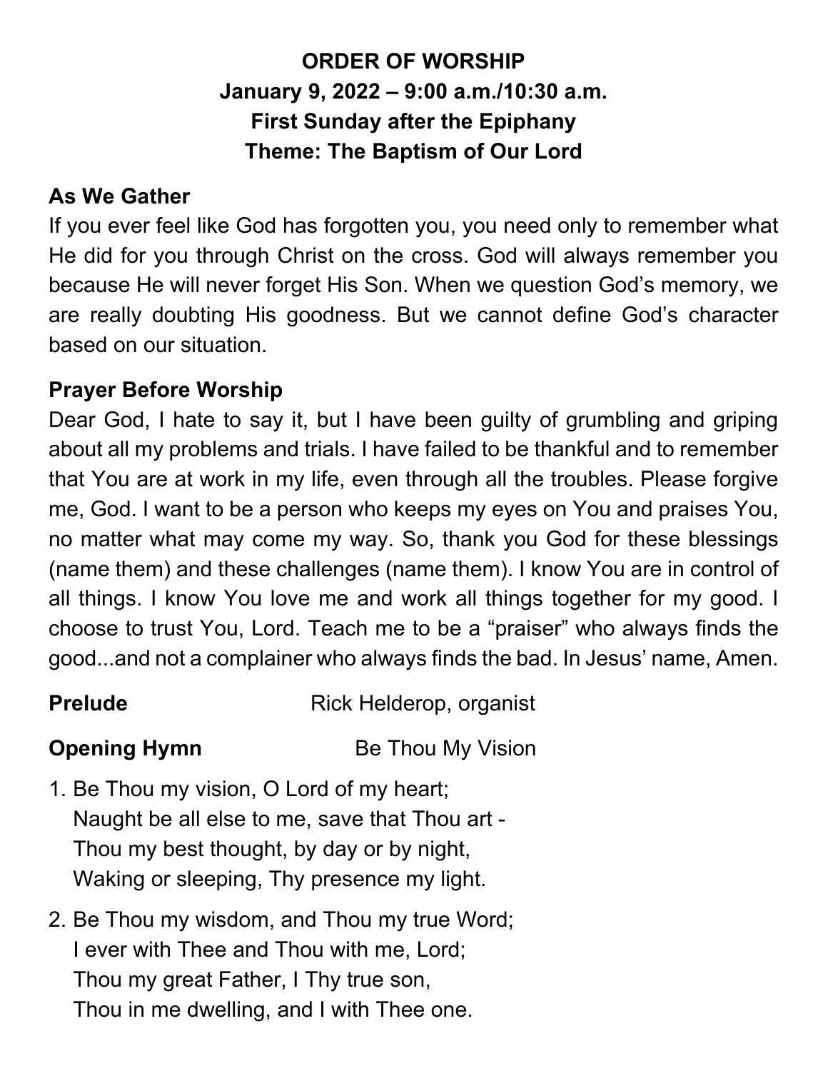# ORDER OF WORSHIP
## January 9, 2022 – 9:00 a.m./10:30 a.m.
## First Sunday after the Epiphany
## Theme: The Baptism of Our Lord

**As We Gather**

If you ever feel like God has forgotten you, you need only to remember what He did for you through Christ on the cross. God will always remember you because He will never forget His Son. When we question God's memory, we are really doubting His goodness. But we cannot define God's character based on our situation.

**Prayer Before Worship**

Dear God, I hate to say it, but I have been guilty of grumbling and griping about all my problems and trials. I have failed to be thankful and to remember that You are at work in my life, even through all the troubles. Please forgive me, God. I want to be a person who keeps my eyes on You and praises You, no matter what may come my way. So, thank you God for these blessings (name them) and these challenges (name them). I know You are in control of all things. I know You love me and work all things together for my good. I choose to trust You, Lord. Teach me to be a "praiser" who always finds the good...and not a complainer who always finds the bad. In Jesus' name, Amen.

**Prelude** Rick Helderop, organist

**Opening Hymn** Be Thou My Vision

1. Be Thou my vision, O Lord of my heart;
   Naught be all else to me, save that Thou art -
   Thou my best thought, by day or by night,
   Waking or sleeping, Thy presence my light.

2. Be Thou my wisdom, and Thou my true Word;
   I ever with Thee and Thou with me, Lord;
   Thou my great Father, I Thy true son,
   Thou in me dwelling, and I with Thee one.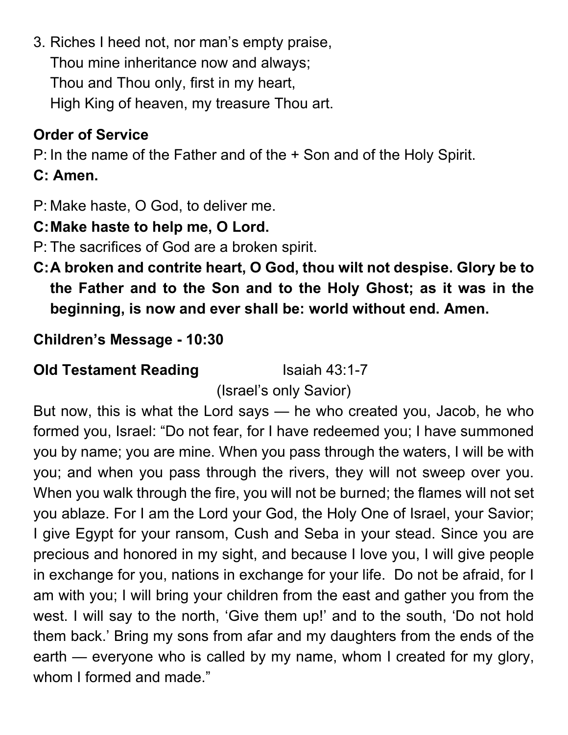3. Riches I heed not, nor man's empty praise,  
   Thou mine inheritance now and always;  
   Thou and Thou only, first in my heart,  
   High King of heaven, my treasure Thou art.

**Order of Service**

P: In the name of the Father and of the + Son and of the Holy Spirit.

**C: Amen.**

P: Make haste, O God, to deliver me.

**C: Make haste to help me, O Lord.**

P: The sacrifices of God are a broken spirit.

**C: A broken and contrite heart, O God, thou wilt not despise. Glory be to the Father and to the Son and to the Holy Ghost; as it was in the beginning, is now and ever shall be: world without end. Amen.**

**Children's Message - 10:30**

**Old Testament Reading** Isaiah 43:1-7

(Israel's only Savior)

But now, this is what the Lord says — he who created you, Jacob, he who formed you, Israel: "Do not fear, for I have redeemed you; I have summoned you by name; you are mine. When you pass through the waters, I will be with you; and when you pass through the rivers, they will not sweep over you. When you walk through the fire, you will not be burned; the flames will not set you ablaze. For I am the Lord your God, the Holy One of Israel, your Savior; I give Egypt for your ransom, Cush and Seba in your stead. Since you are precious and honored in my sight, and because I love you, I will give people in exchange for you, nations in exchange for your life. Do not be afraid, for I am with you; I will bring your children from the east and gather you from the west. I will say to the north, 'Give them up!' and to the south, 'Do not hold them back.' Bring my sons from afar and my daughters from the ends of the earth — everyone who is called by my name, whom I created for my glory, whom I formed and made."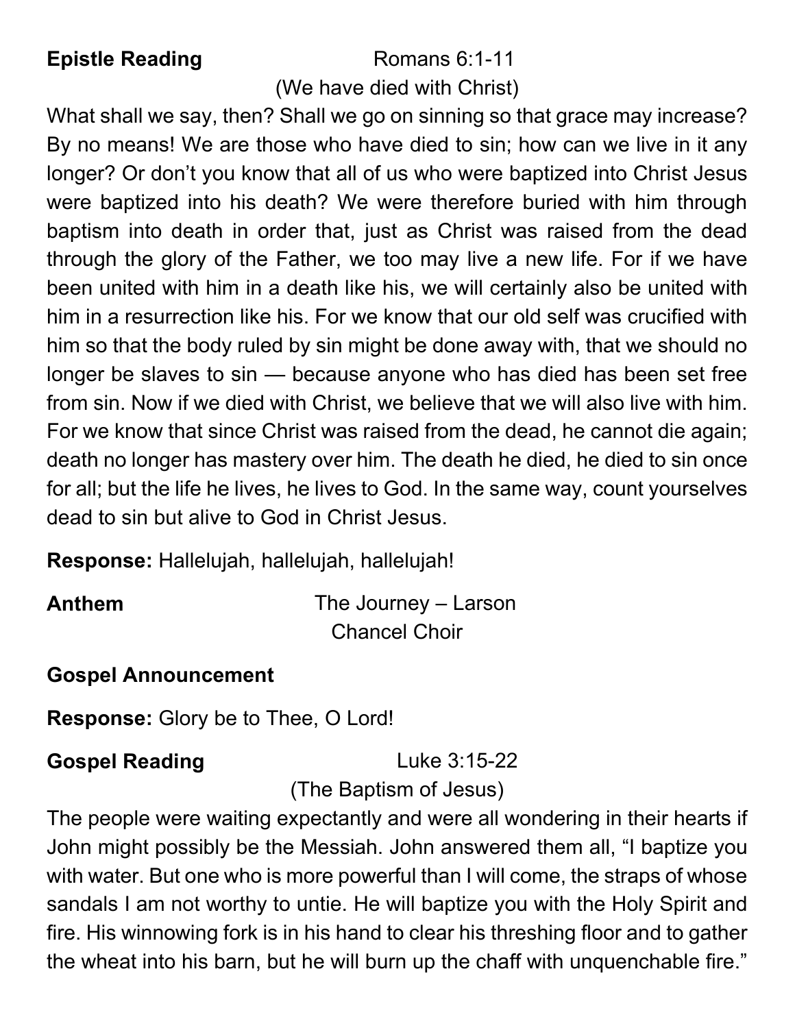**Epistle Reading** Romans 6:1-11

(We have died with Christ)

What shall we say, then? Shall we go on sinning so that grace may increase? By no means! We are those who have died to sin; how can we live in it any longer? Or don't you know that all of us who were baptized into Christ Jesus were baptized into his death? We were therefore buried with him through baptism into death in order that, just as Christ was raised from the dead through the glory of the Father, we too may live a new life. For if we have been united with him in a death like his, we will certainly also be united with him in a resurrection like his. For we know that our old self was crucified with him so that the body ruled by sin might be done away with, that we should no longer be slaves to sin — because anyone who has died has been set free from sin. Now if we died with Christ, we believe that we will also live with him. For we know that since Christ was raised from the dead, he cannot die again; death no longer has mastery over him. The death he died, he died to sin once for all; but the life he lives, he lives to God. In the same way, count yourselves dead to sin but alive to God in Christ Jesus.

**Response:** Hallelujah, hallelujah, hallelujah!

**Anthem** The Journey – Larson

Chancel Choir

**Gospel Announcement**

**Response:** Glory be to Thee, O Lord!

**Gospel Reading** Luke 3:15-22

(The Baptism of Jesus)

The people were waiting expectantly and were all wondering in their hearts if John might possibly be the Messiah. John answered them all, "I baptize you with water. But one who is more powerful than I will come, the straps of whose sandals I am not worthy to untie. He will baptize you with the Holy Spirit and fire. His winnowing fork is in his hand to clear his threshing floor and to gather the wheat into his barn, but he will burn up the chaff with unquenchable fire."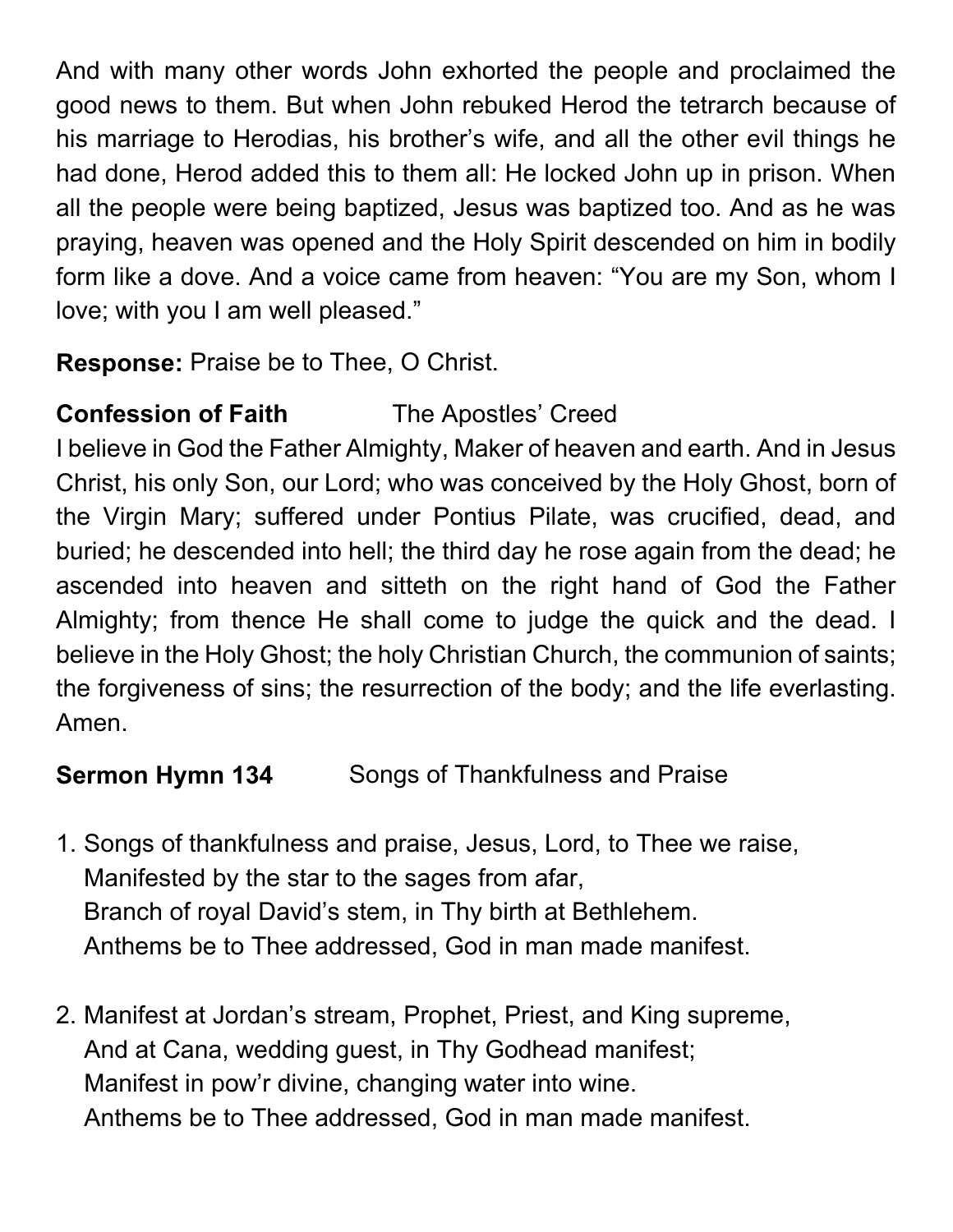And with many other words John exhorted the people and proclaimed the good news to them. But when John rebuked Herod the tetrarch because of his marriage to Herodias, his brother's wife, and all the other evil things he had done, Herod added this to them all: He locked John up in prison. When all the people were being baptized, Jesus was baptized too. And as he was praying, heaven was opened and the Holy Spirit descended on him in bodily form like a dove. And a voice came from heaven: "You are my Son, whom I love; with you I am well pleased."

**Response:** Praise be to Thee, O Christ.

**Confession of Faith** The Apostles' Creed

I believe in God the Father Almighty, Maker of heaven and earth. And in Jesus Christ, his only Son, our Lord; who was conceived by the Holy Ghost, born of the Virgin Mary; suffered under Pontius Pilate, was crucified, dead, and buried; he descended into hell; the third day he rose again from the dead; he ascended into heaven and sitteth on the right hand of God the Father Almighty; from thence He shall come to judge the quick and the dead. I believe in the Holy Ghost; the holy Christian Church, the communion of saints; the forgiveness of sins; the resurrection of the body; and the life everlasting. Amen.

**Sermon Hymn 134** Songs of Thankfulness and Praise

1. Songs of thankfulness and praise, Jesus, Lord, to Thee we raise,
   Manifested by the star to the sages from afar,
   Branch of royal David's stem, in Thy birth at Bethlehem.
   Anthems be to Thee addressed, God in man made manifest.

2. Manifest at Jordan's stream, Prophet, Priest, and King supreme,
   And at Cana, wedding guest, in Thy Godhead manifest;
   Manifest in pow'r divine, changing water into wine.
   Anthems be to Thee addressed, God in man made manifest.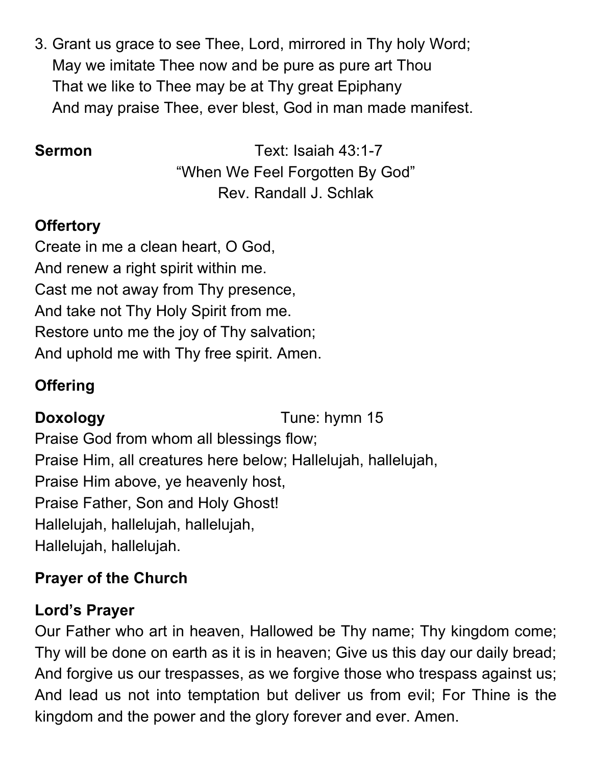3. Grant us grace to see Thee, Lord, mirrored in Thy holy Word;
   May we imitate Thee now and be pure as pure art Thou
   That we like to Thee may be at Thy great Epiphany
   And may praise Thee, ever blest, God in man made manifest.

**Sermon** Text: Isaiah 43:1-7
"When We Feel Forgotten By God"
Rev. Randall J. Schlak

**Offertory**

Create in me a clean heart, O God,
And renew a right spirit within me.
Cast me not away from Thy presence,
And take not Thy Holy Spirit from me.
Restore unto me the joy of Thy salvation;
And uphold me with Thy free spirit. Amen.

**Offering**

**Doxology** Tune: hymn 15

Praise God from whom all blessings flow;
Praise Him, all creatures here below; Hallelujah, hallelujah,
Praise Him above, ye heavenly host,
Praise Father, Son and Holy Ghost!
Hallelujah, hallelujah, hallelujah,
Hallelujah, hallelujah.

**Prayer of the Church**

**Lord's Prayer**

Our Father who art in heaven, Hallowed be Thy name; Thy kingdom come; Thy will be done on earth as it is in heaven; Give us this day our daily bread; And forgive us our trespasses, as we forgive those who trespass against us; And lead us not into temptation but deliver us from evil; For Thine is the kingdom and the power and the glory forever and ever. Amen.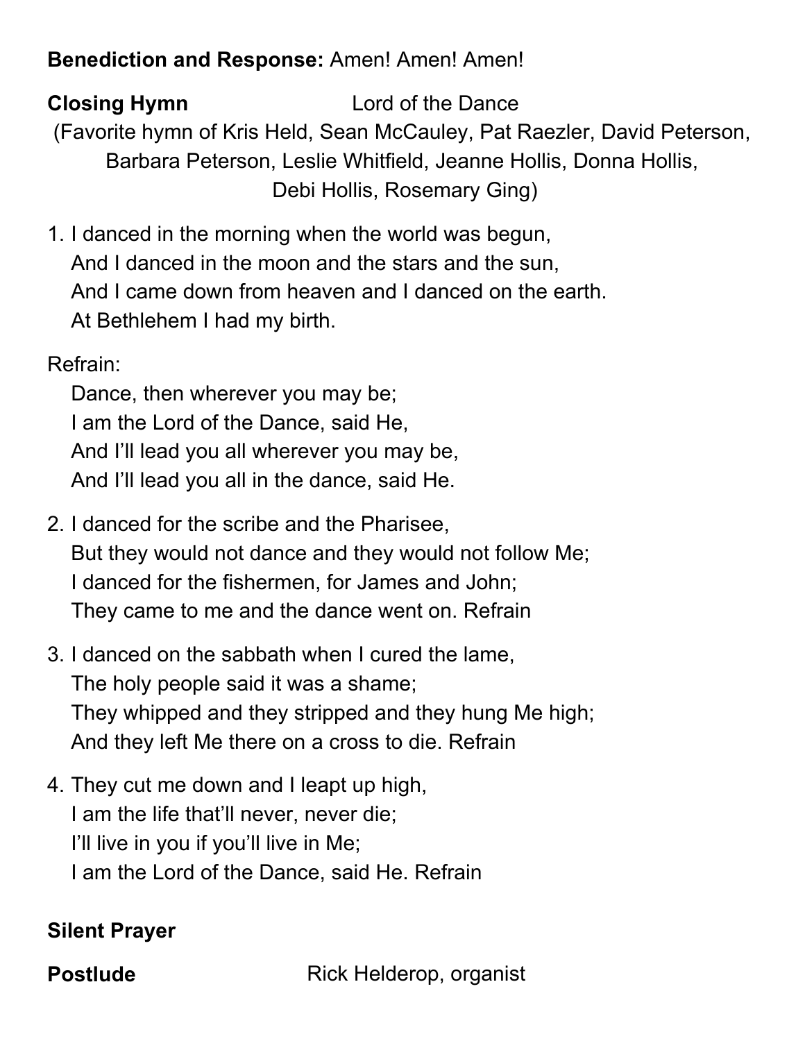**Benediction and Response:** Amen! Amen! Amen!

**Closing Hymn** Lord of the Dance

(Favorite hymn of Kris Held, Sean McCauley, Pat Raezler, David Peterson, Barbara Peterson, Leslie Whitfield, Jeanne Hollis, Donna Hollis, Debi Hollis, Rosemary Ging)

1. I danced in the morning when the world was begun,
   And I danced in the moon and the stars and the sun,
   And I came down from heaven and I danced on the earth.
   At Bethlehem I had my birth.

Refrain:
   Dance, then wherever you may be;
   I am the Lord of the Dance, said He,
   And I'll lead you all wherever you may be,
   And I'll lead you all in the dance, said He.

2. I danced for the scribe and the Pharisee,
   But they would not dance and they would not follow Me;
   I danced for the fishermen, for James and John;
   They came to me and the dance went on. Refrain

3. I danced on the sabbath when I cured the lame,
   The holy people said it was a shame;
   They whipped and they stripped and they hung Me high;
   And they left Me there on a cross to die. Refrain

4. They cut me down and I leapt up high,
   I am the life that'll never, never die;
   I'll live in you if you'll live in Me;
   I am the Lord of the Dance, said He. Refrain

**Silent Prayer**

**Postlude** Rick Helderop, organist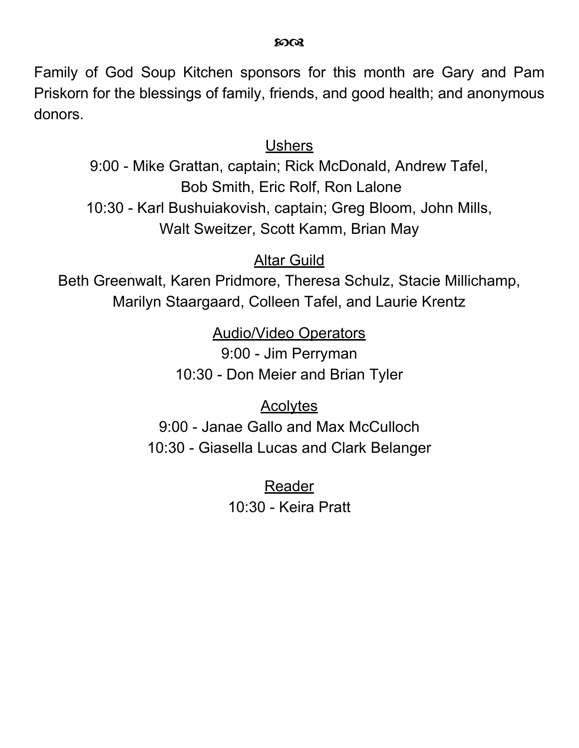ꟗ

Family of God Soup Kitchen sponsors for this month are Gary and Pam Priskorn for the blessings of family, friends, and good health; and anonymous donors.

<u>Ushers</u>

9:00 - Mike Grattan, captain; Rick McDonald, Andrew Tafel, Bob Smith, Eric Rolf, Ron Lalone

10:30 - Karl Bushuiakovish, captain; Greg Bloom, John Mills, Walt Sweitzer, Scott Kamm, Brian May

<u>Altar Guild</u>

Beth Greenwalt, Karen Pridmore, Theresa Schulz, Stacie Millichamp, Marilyn Staargaard, Colleen Tafel, and Laurie Krentz

<u>Audio/Video Operators</u>

9:00 - Jim Perryman

10:30 - Don Meier and Brian Tyler

<u>Acolytes</u>

9:00 - Janae Gallo and Max McCulloch

10:30 - Giasella Lucas and Clark Belanger

<u>Reader</u>

10:30 - Keira Pratt